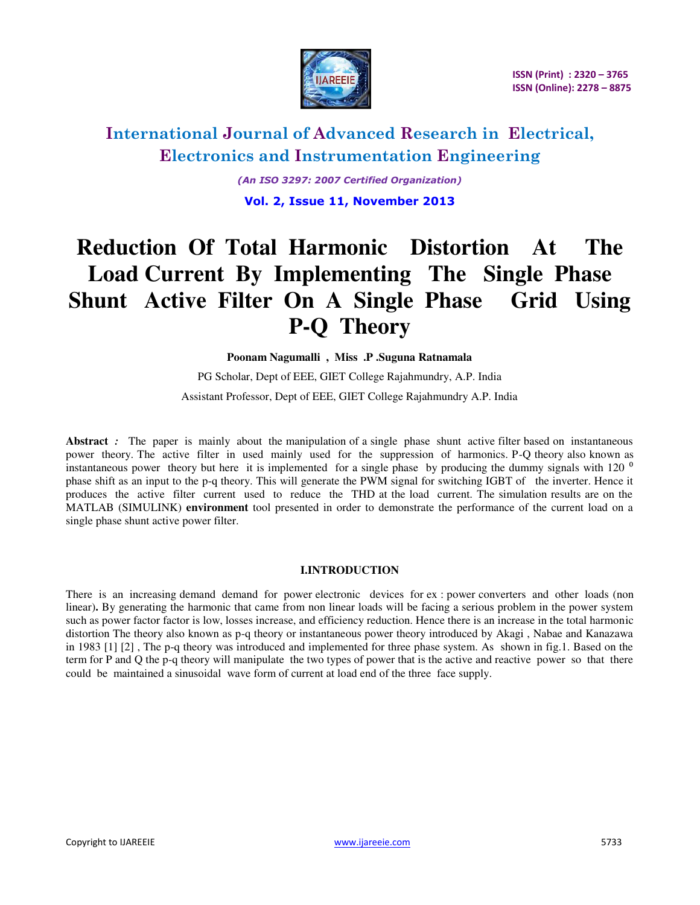# Reduction Of Total Harmonic Distortion At The Load Current By Implementing The Single Phase Shunt Active Filter On A Single Phase Grid Using P-Q Theory

**Poonam Nagumalli , Miss .P .Suguna Ratnamala**

PG Scholar, Dept of EEE, GIET College Rajahmundry, A.P. India

Assistant Professor, Dept of EEE, GIET College Rajahmundry A.P. India

**Abstract** *:* The paper is mainly about the manipulation of a single phase shunt active filter based on instantaneous power theory. The active filter in used mainly used for the suppression of harmonics. P-Q theory also known as instantaneous power theory but here it is implemented for a single phase by producing the dummy signals with 120 $^0$ phase shift as an input to the p-q theory. This will generate the PWM signal for switching IGBT of the inverter. Hence it produces the active filter current used to reduce the THD at the load current. The simulation results are on the MATLAB (SIMULINK) **environment** tool presented in order to demonstrate the performance of the current load on a single phase shunt active power filter.

## I.INTRODUCTION

There is an increasing demand demand for power electronic devices for ex : power converters and other loads (non linear)**.** By generating the harmonic that came from non linear loads will be facing a serious problem in the power system such as power factor factor is low, losses increase, and efficiency reduction. Hence there is an increase in the total harmonic distortion The theory also known as p-q theory or instantaneous power theory introduced by Akagi , Nabae and Kanazawa in 1983 [1] [2] , The p-q theory was introduced and implemented for three phase system. As shown in fig.1. Based on the term for P and Q the p-q theory will manipulate the two types of power that is the active and reactive power so that there could be maintained a sinusoidal wave form of current at load end of the three face supply.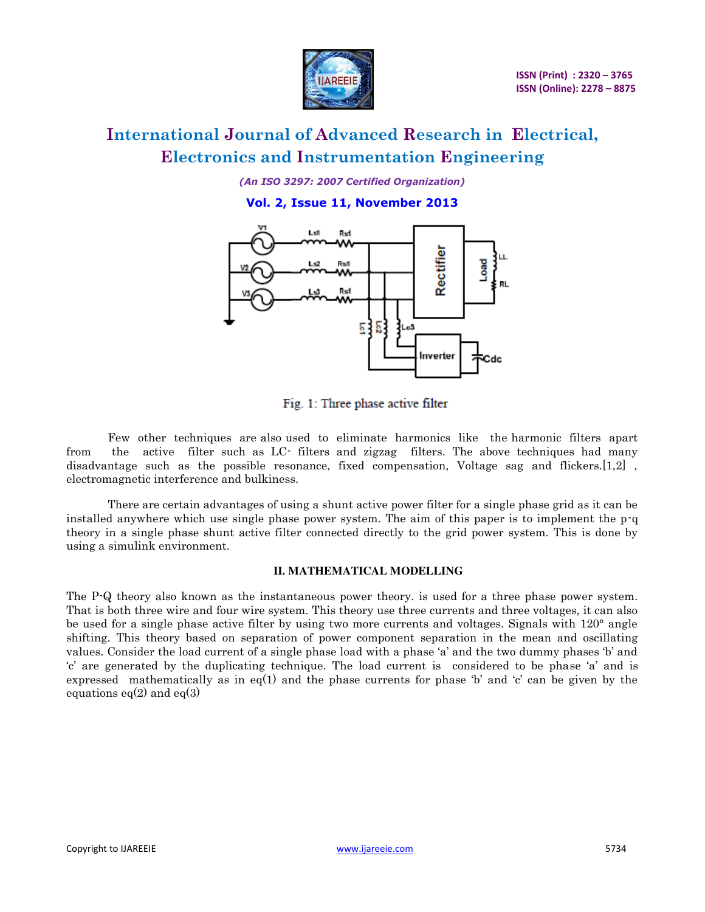Fig. 1: Three phase active filter

Few other techniques are also used to eliminate harmonics like the harmonic filters apart from the active filter such as LC- filters and zigzag filters. The above techniques had many disadvantage such as the possible resonance, fixed compensation, Voltage sag and flickers.[1,2] , electromagnetic interference and bulkiness.

There are certain advantages of using a shunt active power filter for a single phase grid as it can be installed anywhere which use single phase power system. The aim of this paper is to implement the p-q theory in a single phase shunt active filter connected directly to the grid power system. This is done by using a simulink environment.

## II. MATHEMATICAL MODELLING

The P-Q theory also known as the instantaneous power theory. is used for a three phase power system. That is both three wire and four wire system. This theory use three currents and three voltages, it can also be used for a single phase active filter by using two more currents and voltages. Signals with 120° angle shifting. This theory based on separation of power component separation in the mean and oscillating values. Consider the load current of a single phase load with a phase 'a' and the two dummy phases 'b' and 'c' are generated by the duplicating technique. The load current is considered to be phase 'a' and is expressed mathematically as in eq(1) and the phase currents for phase 'b' and 'c' can be given by the equations eq(2) and eq(3)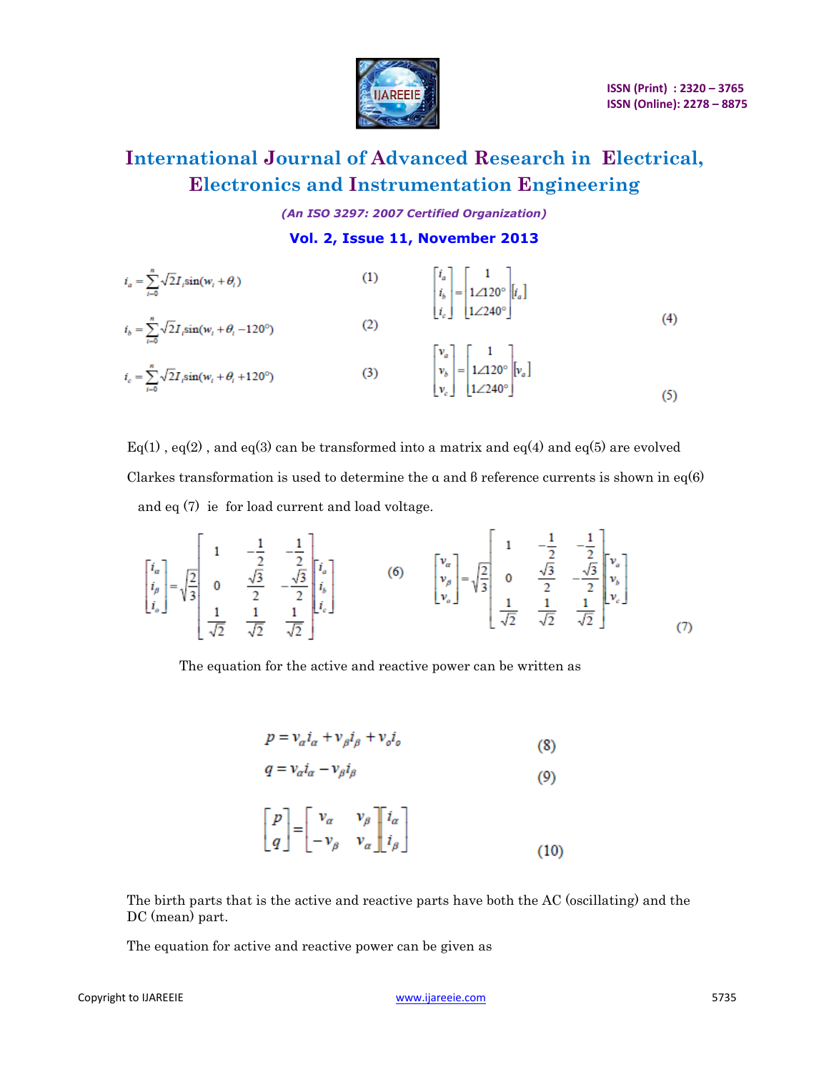$$i_a = \sum_{i=0}^{n} \sqrt{2} I_i \sin(w_i + \theta_i) \quad (1)$$

$$i_b = \sum_{i=0}^{n} \sqrt{2} I_i \sin(w_i + \theta_i - 120^\circ) \quad (2)$$

$$i_c = \sum_{i=0}^{n} \sqrt{2} I_i \sin(w_i + \theta_i + 120^\circ) \quad (3)$$

$$\begin{bmatrix} i_a \\ i_b \\ i_c \end{bmatrix} = \begin{bmatrix} 1 \\ 1\angle 120^\circ \\ 1\angle 240^\circ \end{bmatrix} \begin{bmatrix} i_a \end{bmatrix} \quad (4)$$

$$\begin{bmatrix} v_a \\ v_b \\ v_c \end{bmatrix} = \begin{bmatrix} 1 \\ 1\angle 120^\circ \\ 1\angle 240^\circ \end{bmatrix} \begin{bmatrix} v_a \end{bmatrix} \quad (5)$$

Eq(1) , eq(2) , and eq(3) can be transformed into a matrix and eq(4) and eq(5) are evolved

Clarkes transformation is used to determine the α and β reference currents is shown in eq(6) and eq (7) ie for load current and load voltage.

$$\begin{bmatrix} i_\alpha \\ i_\beta \\ i_o \end{bmatrix} = \sqrt{\frac{2}{3}} \begin{bmatrix} 1 & -\frac{1}{2} & -\frac{1}{2} \\ 0 & \frac{\sqrt{3}}{2} & -\frac{\sqrt{3}}{2} \\ \frac{1}{\sqrt{2}} & \frac{1}{\sqrt{2}} & \frac{1}{\sqrt{2}} \end{bmatrix} \begin{bmatrix} i_a \\ i_b \\ i_c \end{bmatrix} \quad (6)$$

$$\begin{bmatrix} v_\alpha \\ v_\beta \\ v_o \end{bmatrix} = \sqrt{\frac{2}{3}} \begin{bmatrix} 1 & -\frac{1}{2} & -\frac{1}{2} \\ 0 & \frac{\sqrt{3}}{2} & -\frac{\sqrt{3}}{2} \\ \frac{1}{\sqrt{2}} & \frac{1}{\sqrt{2}} & \frac{1}{\sqrt{2}} \end{bmatrix} \begin{bmatrix} v_a \\ v_b \\ v_c \end{bmatrix} \quad (7)$$

The equation for the active and reactive power can be written as

$$p = v_\alpha i_\alpha + v_\beta i_\beta + v_o i_o \quad (8)$$

$$q = v_\alpha i_\alpha - v_\beta i_\beta \quad (9)$$

$$\begin{bmatrix} p \\ q \end{bmatrix} = \begin{bmatrix} v_\alpha & v_\beta \\ -v_\beta & v_\alpha \end{bmatrix} \begin{bmatrix} i_\alpha \\ i_\beta \end{bmatrix} \quad (10)$$

The birth parts that is the active and reactive parts have both the AC (oscillating) and the DC (mean) part.

The equation for active and reactive power can be given as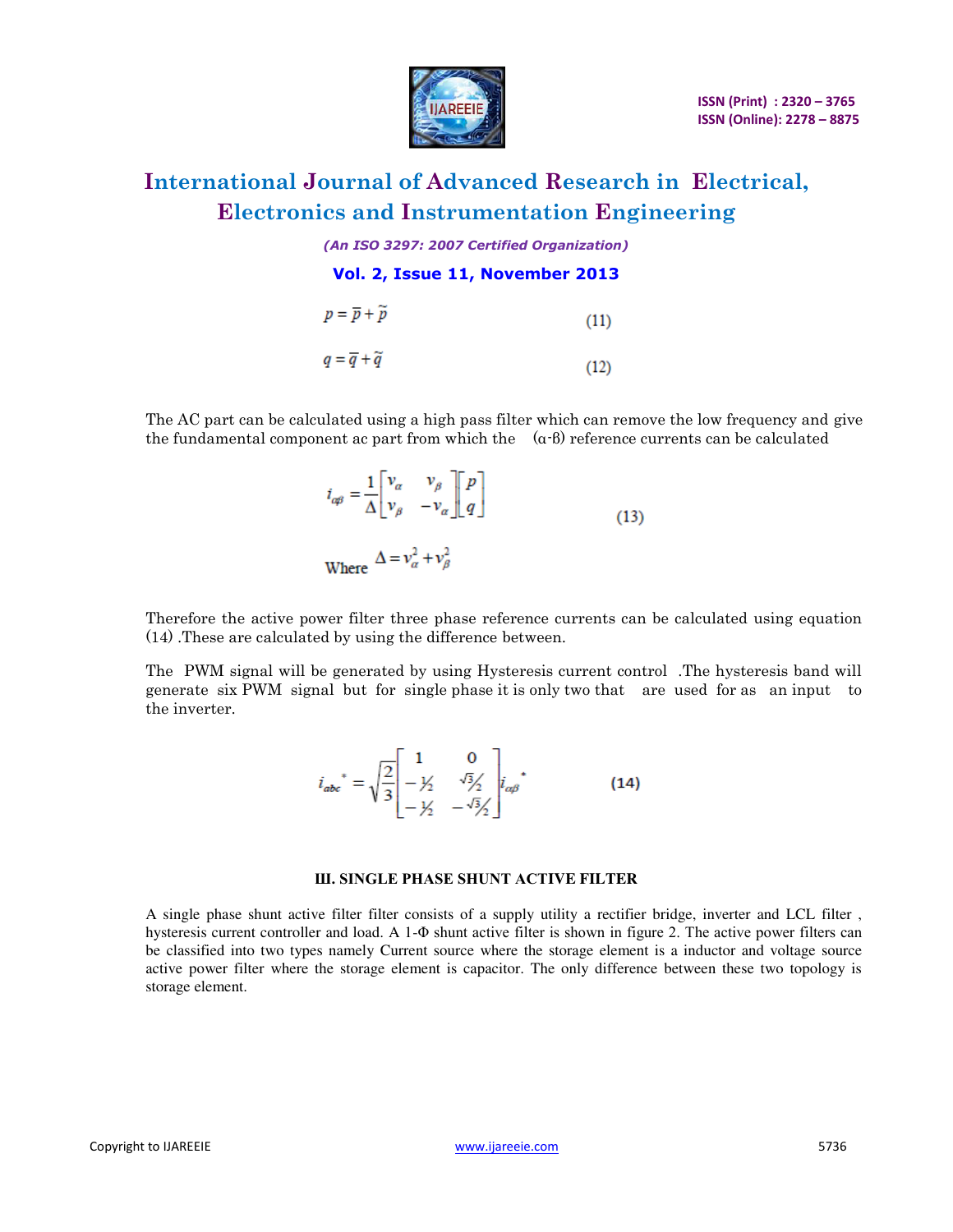$$p = \bar{p} + \tilde{p} \tag{11}$$

$$q = \bar{q} + \tilde{q} \tag{12}$$

The AC part can be calculated using a high pass filter which can remove the low frequency and give the fundamental component ac part from which the (α-β) reference currents can be calculated

$$i_{\alpha\beta} = \frac{1}{\Delta}\begin{bmatrix} v_\alpha & v_\beta \\ v_\beta & -v_\alpha \end{bmatrix}\begin{bmatrix} p \\ q \end{bmatrix} \tag{13}$$

Where $\Delta = v_\alpha^2 + v_\beta^2$

Therefore the active power filter three phase reference currents can be calculated using equation (14) .These are calculated by using the difference between.

The PWM signal will be generated by using Hysteresis current control .The hysteresis band will generate six PWM signal but for single phase it is only two that are used for as an input to the inverter.

$$i_{abc}^* = \sqrt{\frac{2}{3}}\begin{bmatrix} 1 & 0 \\ -\frac{1}{2} & \frac{\sqrt{3}}{2} \\ -\frac{1}{2} & -\frac{\sqrt{3}}{2} \end{bmatrix} i_{\alpha\beta}^* \tag{14}$$

## III. SINGLE PHASE SHUNT ACTIVE FILTER

A single phase shunt active filter filter consists of a supply utility a rectifier bridge, inverter and LCL filter , hysteresis current controller and load. A 1-Φ shunt active filter is shown in figure 2. The active power filters can be classified into two types namely Current source where the storage element is a inductor and voltage source active power filter where the storage element is capacitor. The only difference between these two topology is storage element.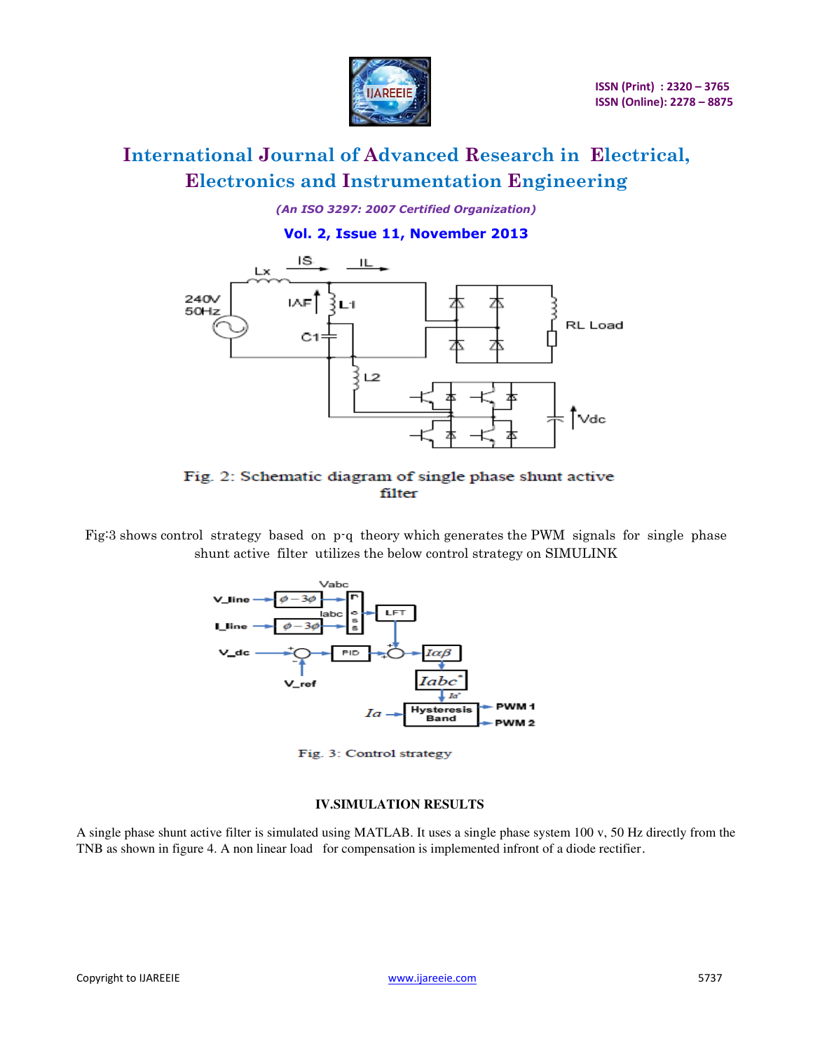Fig. 2: Schematic diagram of single phase shunt active filter

Fig:3 shows control strategy based on p-q theory which generates the PWM signals for single phase shunt active filter utilizes the below control strategy on SIMULINK

Fig. 3: Control strategy

### IV.SIMULATION RESULTS

A single phase shunt active filter is simulated using MATLAB. It uses a single phase system 100 v, 50 Hz directly from the TNB as shown in figure 4. A non linear load for compensation is implemented infront of a diode rectifier.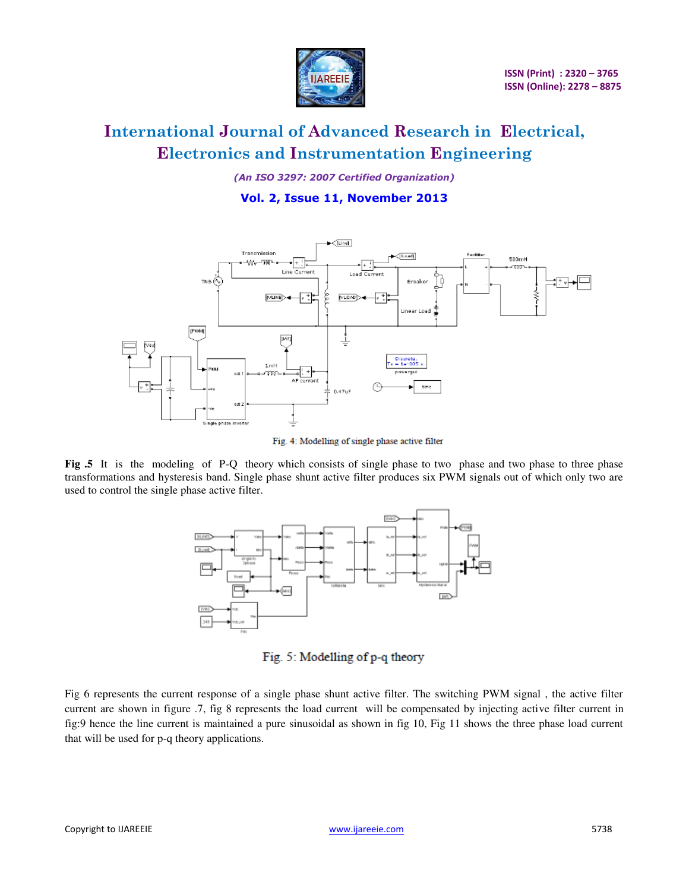Fig. 4: Modelling of single phase active filter

**Fig .5** It is the modeling of P-Q theory which consists of single phase to two phase and two phase to three phase transformations and hysteresis band. Single phase shunt active filter produces six PWM signals out of which only two are used to control the single phase active filter.

Fig. 5: Modelling of p-q theory

Fig 6 represents the current response of a single phase shunt active filter. The switching PWM signal , the active filter current are shown in figure .7, fig 8 represents the load current will be compensated by injecting active filter current in fig:9 hence the line current is maintained a pure sinusoidal as shown in fig 10, Fig 11 shows the three phase load current that will be used for p-q theory applications.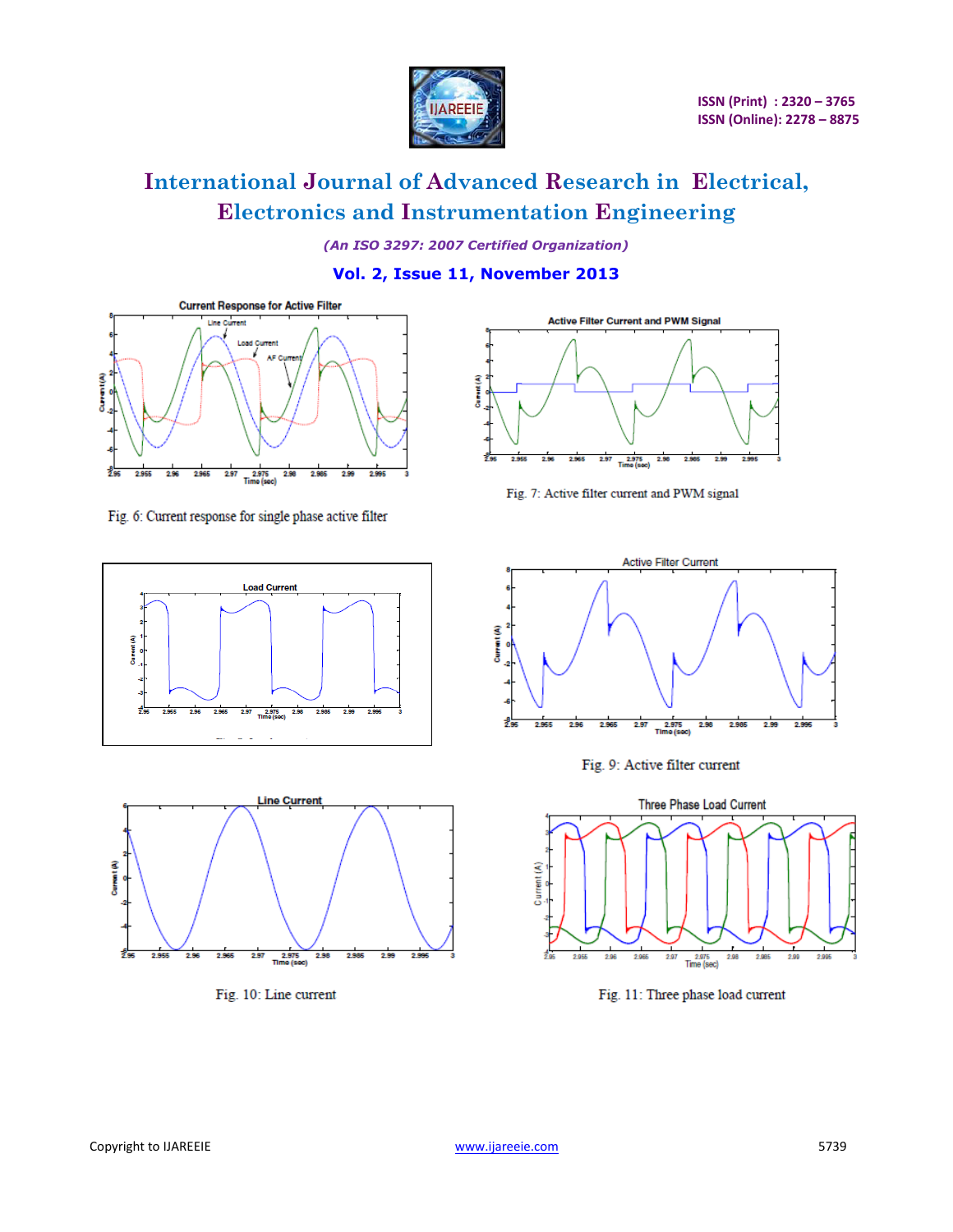Fig. 6: Current response for single phase active filter

Fig. 7: Active filter current and PWM signal

Fig. 9: Active filter current

Fig. 10: Line current

Fig. 11: Three phase load current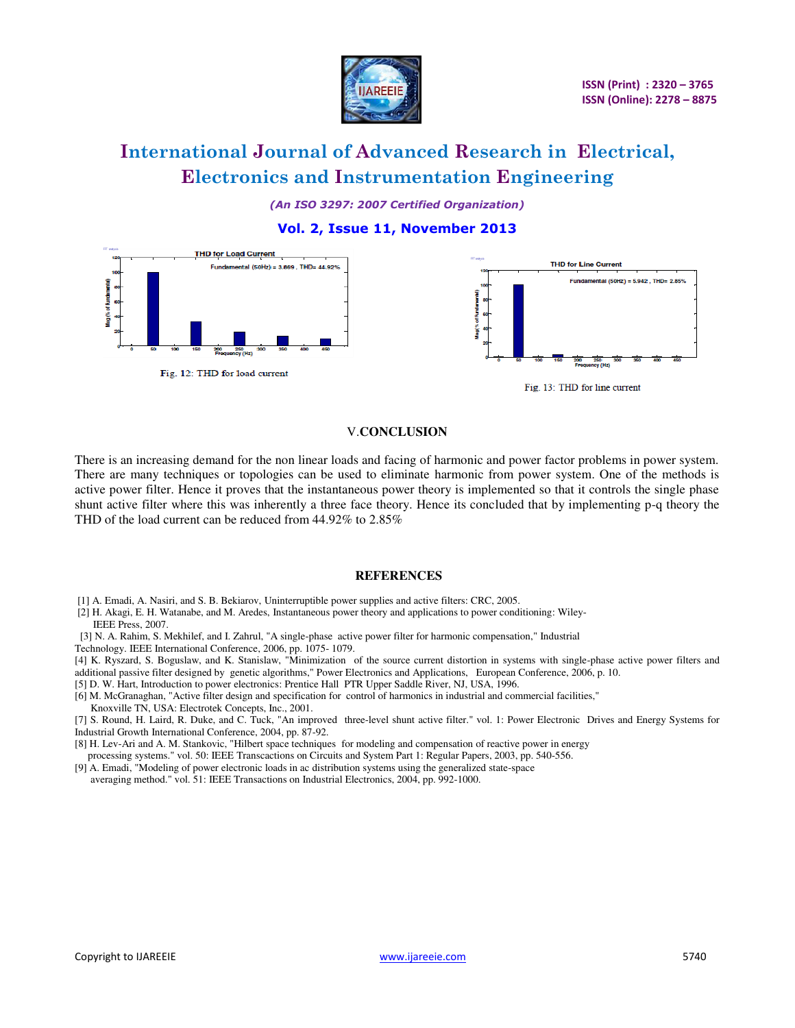THD for Load Current

Fundamental (50Hz) = 3.869 , THD= 44.92%

Mag (% of fundamental)

Frequency (Hz)

Fig. 12: THD for load current

THD for Line Current

Fundamental (50Hz) = 5.942 , THD= 2.85%

Mag (% of fundamental)

Frequency (Hz)

Fig. 13: THD for line current

## V.CONCLUSION

There is an increasing demand for the non linear loads and facing of harmonic and power factor problems in power system. There are many techniques or topologies can be used to eliminate harmonic from power system. One of the methods is active power filter. Hence it proves that the instantaneous power theory is implemented so that it controls the single phase shunt active filter where this was inherently a three face theory. Hence its concluded that by implementing p-q theory the THD of the load current can be reduced from 44.92% to 2.85%

## REFERENCES

[1] A. Emadi, A. Nasiri, and S. B. Bekiarov, Uninterruptible power supplies and active filters: CRC, 2005.

[2] H. Akagi, E. H. Watanabe, and M. Aredes, Instantaneous power theory and applications to power conditioning: Wiley-IEEE Press, 2007.

[3] N. A. Rahim, S. Mekhilef, and I. Zahrul, "A single-phase active power filter for harmonic compensation," Industrial Technology. IEEE International Conference, 2006, pp. 1075- 1079.

[4] K. Ryszard, S. Boguslaw, and K. Stanislaw, "Minimization of the source current distortion in systems with single-phase active power filters and additional passive filter designed by genetic algorithms," Power Electronics and Applications, European Conference, 2006, p. 10.

[5] D. W. Hart, Introduction to power electronics: Prentice Hall PTR Upper Saddle River, NJ, USA, 1996.

[6] M. McGranaghan, "Active filter design and specification for control of harmonics in industrial and commercial facilities," Knoxville TN, USA: Electrotek Concepts, Inc., 2001.

[7] S. Round, H. Laird, R. Duke, and C. Tuck, "An improved three-level shunt active filter." vol. 1: Power Electronic Drives and Energy Systems for Industrial Growth International Conference, 2004, pp. 87-92.

[8] H. Lev-Ari and A. M. Stankovic, "Hilbert space techniques for modeling and compensation of reactive power in energy processing systems." vol. 50: IEEE Transcactions on Circuits and System Part 1: Regular Papers, 2003, pp. 540-556.

[9] A. Emadi, "Modeling of power electronic loads in ac distribution systems using the generalized state-space averaging method." vol. 51: IEEE Transactions on Industrial Electronics, 2004, pp. 992-1000.